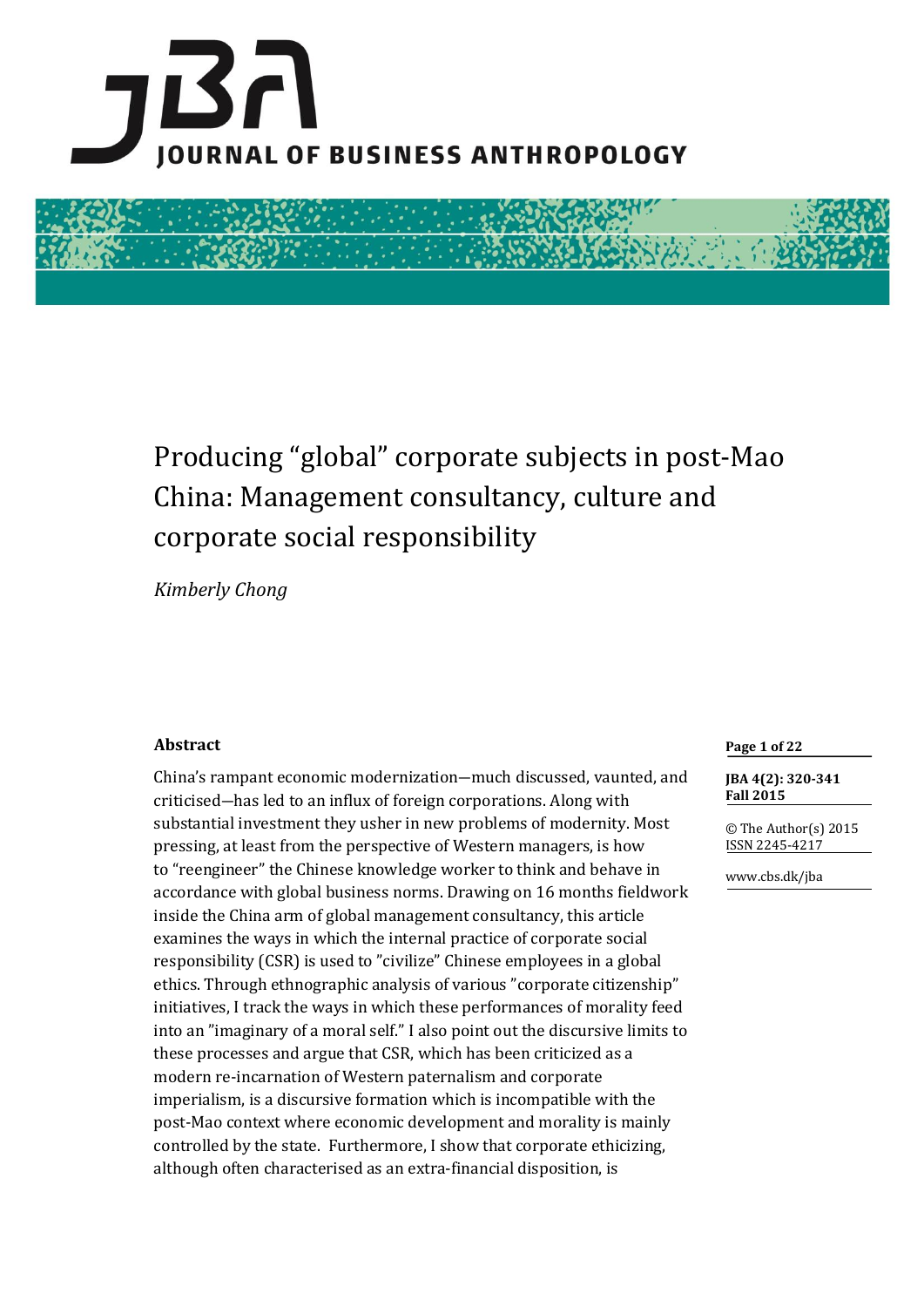# Producing "global" corporate subjects in post-Mao China: Management consultancy, culture and corporate social responsibility

*Kimberly Chong*

### Abstract

China's rampant economic modernization—much discussed, vaunted, and criticised—has led to an influx of foreign corporations. Along with substantial investment they usher in new problems of modernity. Most pressing, at least from the perspective of Western managers, is how to "reengineer" the Chinese knowledge worker to think and behave in accordance with global business norms. Drawing on 16 months fieldwork inside the China arm of global management consultancy, this article examines the ways in which the internal practice of corporate social responsibility (CSR) is used to "civilize" Chinese employees in a global ethics. Through ethnographic analysis of various "corporate citizenship" initiatives, I track the ways in which these performances of morality feed into an "imaginary of a moral self." I also point out the discursive limits to these processes and argue that CSR, which has been criticized as a modern re-incarnation of Western paternalism and corporate imperialism, is a discursive formation which is incompatible with the post-Mao context where economic development and morality is mainly controlled by the state. Furthermore, I show that corporate ethicizing, although often characterised as an extra-financial disposition, is

© The Author(s) 2015
ISSN 2245-4217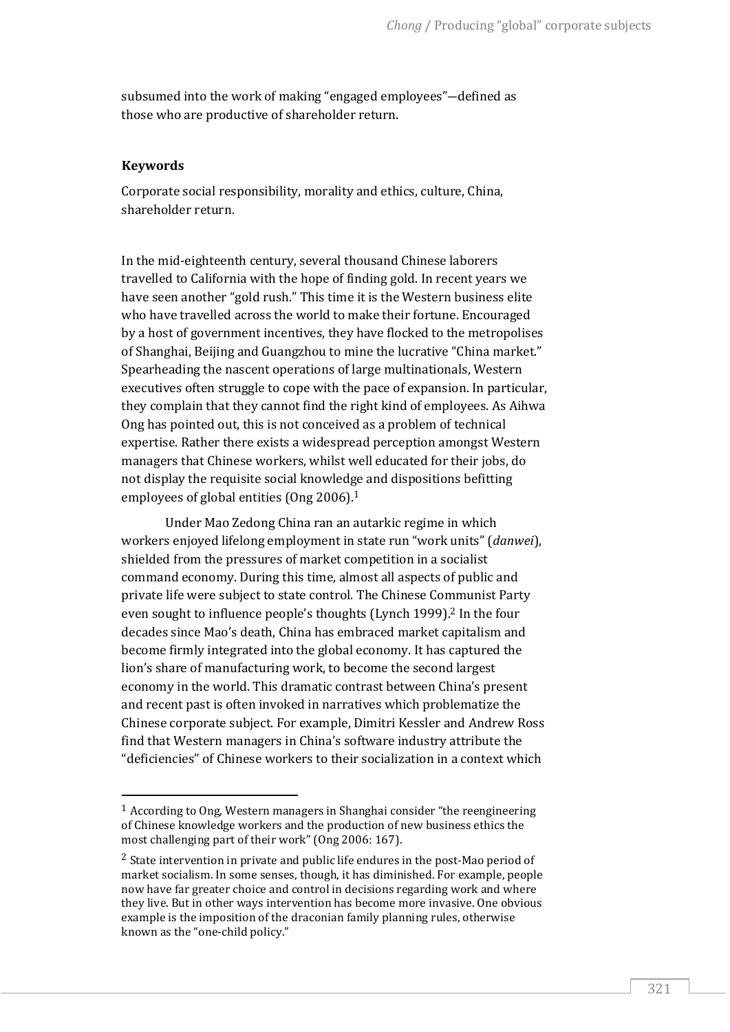subsumed into the work of making "engaged employees"—defined as those who are productive of shareholder return.

### Keywords

Corporate social responsibility, morality and ethics, culture, China, shareholder return.

In the mid-eighteenth century, several thousand Chinese laborers travelled to California with the hope of finding gold. In recent years we have seen another "gold rush." This time it is the Western business elite who have travelled across the world to make their fortune. Encouraged by a host of government incentives, they have flocked to the metropolises of Shanghai, Beijing and Guangzhou to mine the lucrative "China market." Spearheading the nascent operations of large multinationals, Western executives often struggle to cope with the pace of expansion. In particular, they complain that they cannot find the right kind of employees. As Aihwa Ong has pointed out, this is not conceived as a problem of technical expertise. Rather there exists a widespread perception amongst Western managers that Chinese workers, whilst well educated for their jobs, do not display the requisite social knowledge and dispositions befitting employees of global entities (Ong 2006).[1]

Under Mao Zedong China ran an autarkic regime in which workers enjoyed lifelong employment in state run "work units" (*danwei*), shielded from the pressures of market competition in a socialist command economy. During this time, almost all aspects of public and private life were subject to state control. The Chinese Communist Party even sought to influence people's thoughts (Lynch 1999).[2] In the four decades since Mao's death, China has embraced market capitalism and become firmly integrated into the global economy. It has captured the lion's share of manufacturing work, to become the second largest economy in the world. This dramatic contrast between China's present and recent past is often invoked in narratives which problematize the Chinese corporate subject. For example, Dimitri Kessler and Andrew Ross find that Western managers in China's software industry attribute the "deficiencies" of Chinese workers to their socialization in a context which

[1] According to Ong, Western managers in Shanghai consider "the reengineering of Chinese knowledge workers and the production of new business ethics the most challenging part of their work" (Ong 2006: 167).

[2] State intervention in private and public life endures in the post-Mao period of market socialism. In some senses, though, it has diminished. For example, people now have far greater choice and control in decisions regarding work and where they live. But in other ways intervention has become more invasive. One obvious example is the imposition of the draconian family planning rules, otherwise known as the "one-child policy."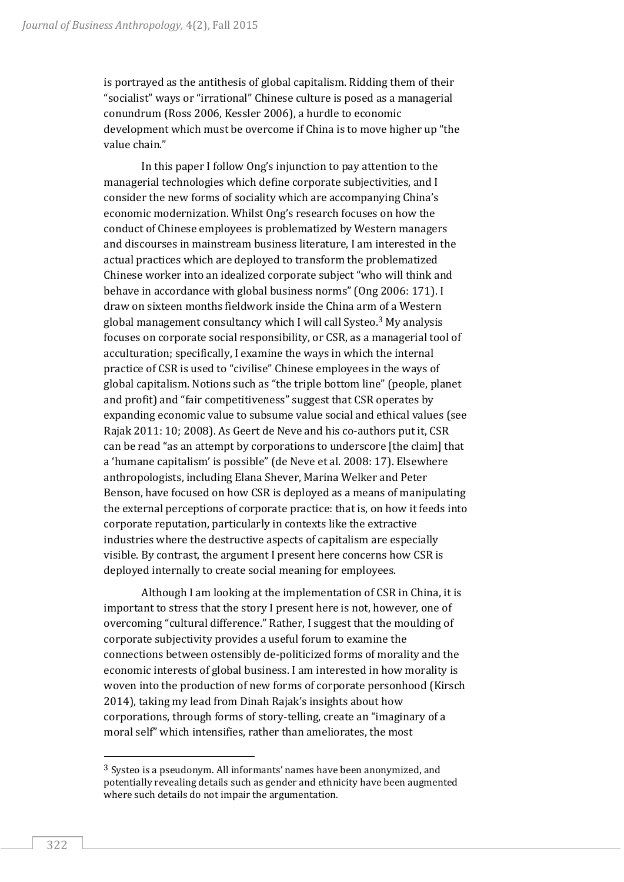is portrayed as the antithesis of global capitalism. Ridding them of their "socialist" ways or "irrational" Chinese culture is posed as a managerial conundrum (Ross 2006, Kessler 2006), a hurdle to economic development which must be overcome if China is to move higher up "the value chain."

In this paper I follow Ong's injunction to pay attention to the managerial technologies which define corporate subjectivities, and I consider the new forms of sociality which are accompanying China's economic modernization. Whilst Ong's research focuses on how the conduct of Chinese employees is problematized by Western managers and discourses in mainstream business literature, I am interested in the actual practices which are deployed to transform the problematized Chinese worker into an idealized corporate subject "who will think and behave in accordance with global business norms" (Ong 2006: 171). I draw on sixteen months fieldwork inside the China arm of a Western global management consultancy which I will call Systeo.[3] My analysis focuses on corporate social responsibility, or CSR, as a managerial tool of acculturation; specifically, I examine the ways in which the internal practice of CSR is used to "civilise" Chinese employees in the ways of global capitalism. Notions such as "the triple bottom line" (people, planet and profit) and "fair competitiveness" suggest that CSR operates by expanding economic value to subsume value social and ethical values (see Rajak 2011: 10; 2008). As Geert de Neve and his co-authors put it, CSR can be read "as an attempt by corporations to underscore [the claim] that a 'humane capitalism' is possible" (de Neve et al. 2008: 17). Elsewhere anthropologists, including Elana Shever, Marina Welker and Peter Benson, have focused on how CSR is deployed as a means of manipulating the external perceptions of corporate practice: that is, on how it feeds into corporate reputation, particularly in contexts like the extractive industries where the destructive aspects of capitalism are especially visible. By contrast, the argument I present here concerns how CSR is deployed internally to create social meaning for employees.

Although I am looking at the implementation of CSR in China, it is important to stress that the story I present here is not, however, one of overcoming "cultural difference." Rather, I suggest that the moulding of corporate subjectivity provides a useful forum to examine the connections between ostensibly de-politicized forms of morality and the economic interests of global business. I am interested in how morality is woven into the production of new forms of corporate personhood (Kirsch 2014), taking my lead from Dinah Rajak's insights about how corporations, through forms of story-telling, create an "imaginary of a moral self" which intensifies, rather than ameliorates, the most

---

[3] Systeo is a pseudonym. All informants' names have been anonymized, and potentially revealing details such as gender and ethnicity have been augmented where such details do not impair the argumentation.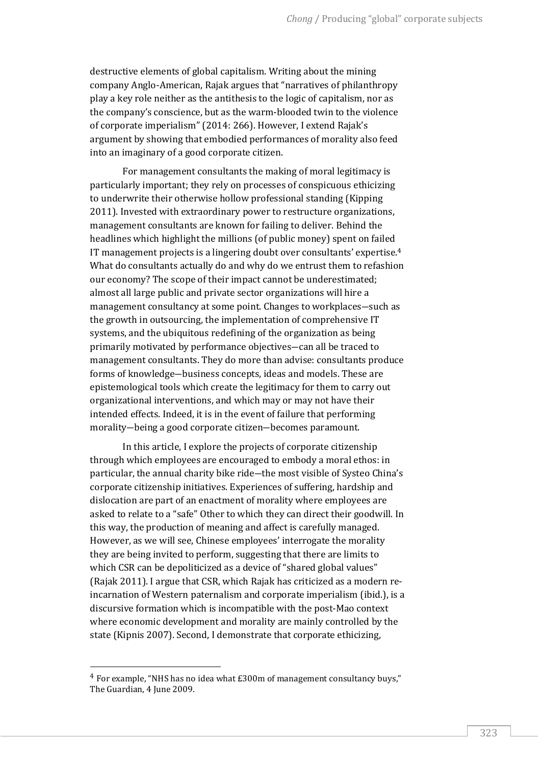destructive elements of global capitalism. Writing about the mining company Anglo-American, Rajak argues that "narratives of philanthropy play a key role neither as the antithesis to the logic of capitalism, nor as the company's conscience, but as the warm-blooded twin to the violence of corporate imperialism" (2014: 266). However, I extend Rajak's argument by showing that embodied performances of morality also feed into an imaginary of a good corporate citizen.

For management consultants the making of moral legitimacy is particularly important; they rely on processes of conspicuous ethicizing to underwrite their otherwise hollow professional standing (Kipping 2011). Invested with extraordinary power to restructure organizations, management consultants are known for failing to deliver. Behind the headlines which highlight the millions (of public money) spent on failed IT management projects is a lingering doubt over consultants' expertise.[4] What do consultants actually do and why do we entrust them to refashion our economy? The scope of their impact cannot be underestimated; almost all large public and private sector organizations will hire a management consultancy at some point. Changes to workplaces—such as the growth in outsourcing, the implementation of comprehensive IT systems, and the ubiquitous redefining of the organization as being primarily motivated by performance objectives—can all be traced to management consultants. They do more than advise: consultants produce forms of knowledge—business concepts, ideas and models. These are epistemological tools which create the legitimacy for them to carry out organizational interventions, and which may or may not have their intended effects. Indeed, it is in the event of failure that performing morality—being a good corporate citizen—becomes paramount.

In this article, I explore the projects of corporate citizenship through which employees are encouraged to embody a moral ethos: in particular, the annual charity bike ride—the most visible of Systeo China's corporate citizenship initiatives. Experiences of suffering, hardship and dislocation are part of an enactment of morality where employees are asked to relate to a "safe" Other to which they can direct their goodwill. In this way, the production of meaning and affect is carefully managed. However, as we will see, Chinese employees' interrogate the morality they are being invited to perform, suggesting that there are limits to which CSR can be depoliticized as a device of "shared global values" (Rajak 2011). I argue that CSR, which Rajak has criticized as a modern re-incarnation of Western paternalism and corporate imperialism (ibid.), is a discursive formation which is incompatible with the post-Mao context where economic development and morality are mainly controlled by the state (Kipnis 2007). Second, I demonstrate that corporate ethicizing,

---

[4] For example, "NHS has no idea what £300m of management consultancy buys," The Guardian, 4 June 2009.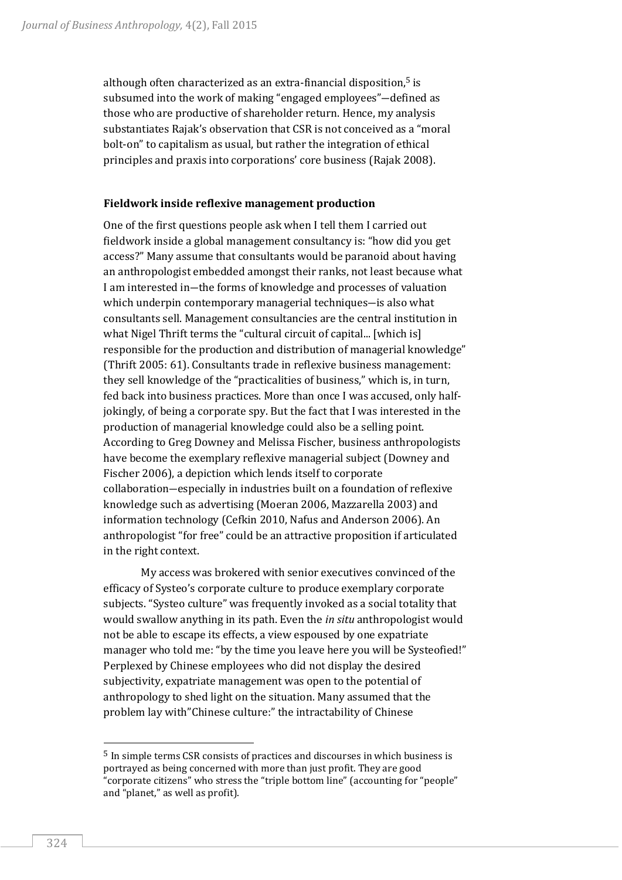although often characterized as an extra-financial disposition,[5] is subsumed into the work of making "engaged employees"—defined as those who are productive of shareholder return. Hence, my analysis substantiates Rajak's observation that CSR is not conceived as a "moral bolt-on" to capitalism as usual, but rather the integration of ethical principles and praxis into corporations' core business (Rajak 2008).

### Fieldwork inside reflexive management production

One of the first questions people ask when I tell them I carried out fieldwork inside a global management consultancy is: "how did you get access?" Many assume that consultants would be paranoid about having an anthropologist embedded amongst their ranks, not least because what I am interested in—the forms of knowledge and processes of valuation which underpin contemporary managerial techniques—is also what consultants sell. Management consultancies are the central institution in what Nigel Thrift terms the "cultural circuit of capital... [which is] responsible for the production and distribution of managerial knowledge" (Thrift 2005: 61). Consultants trade in reflexive business management: they sell knowledge of the "practicalities of business," which is, in turn, fed back into business practices. More than once I was accused, only half-jokingly, of being a corporate spy. But the fact that I was interested in the production of managerial knowledge could also be a selling point. According to Greg Downey and Melissa Fischer, business anthropologists have become the exemplary reflexive managerial subject (Downey and Fischer 2006), a depiction which lends itself to corporate collaboration—especially in industries built on a foundation of reflexive knowledge such as advertising (Moeran 2006, Mazzarella 2003) and information technology (Cefkin 2010, Nafus and Anderson 2006). An anthropologist "for free" could be an attractive proposition if articulated in the right context.

My access was brokered with senior executives convinced of the efficacy of Systeo's corporate culture to produce exemplary corporate subjects. "Systeo culture" was frequently invoked as a social totality that would swallow anything in its path. Even the *in situ* anthropologist would not be able to escape its effects, a view espoused by one expatriate manager who told me: "by the time you leave here you will be Systeofied!" Perplexed by Chinese employees who did not display the desired subjectivity, expatriate management was open to the potential of anthropology to shed light on the situation. Many assumed that the problem lay with"Chinese culture:" the intractability of Chinese

---

[5] In simple terms CSR consists of practices and discourses in which business is portrayed as being concerned with more than just profit. They are good "corporate citizens" who stress the "triple bottom line" (accounting for "people" and "planet," as well as profit).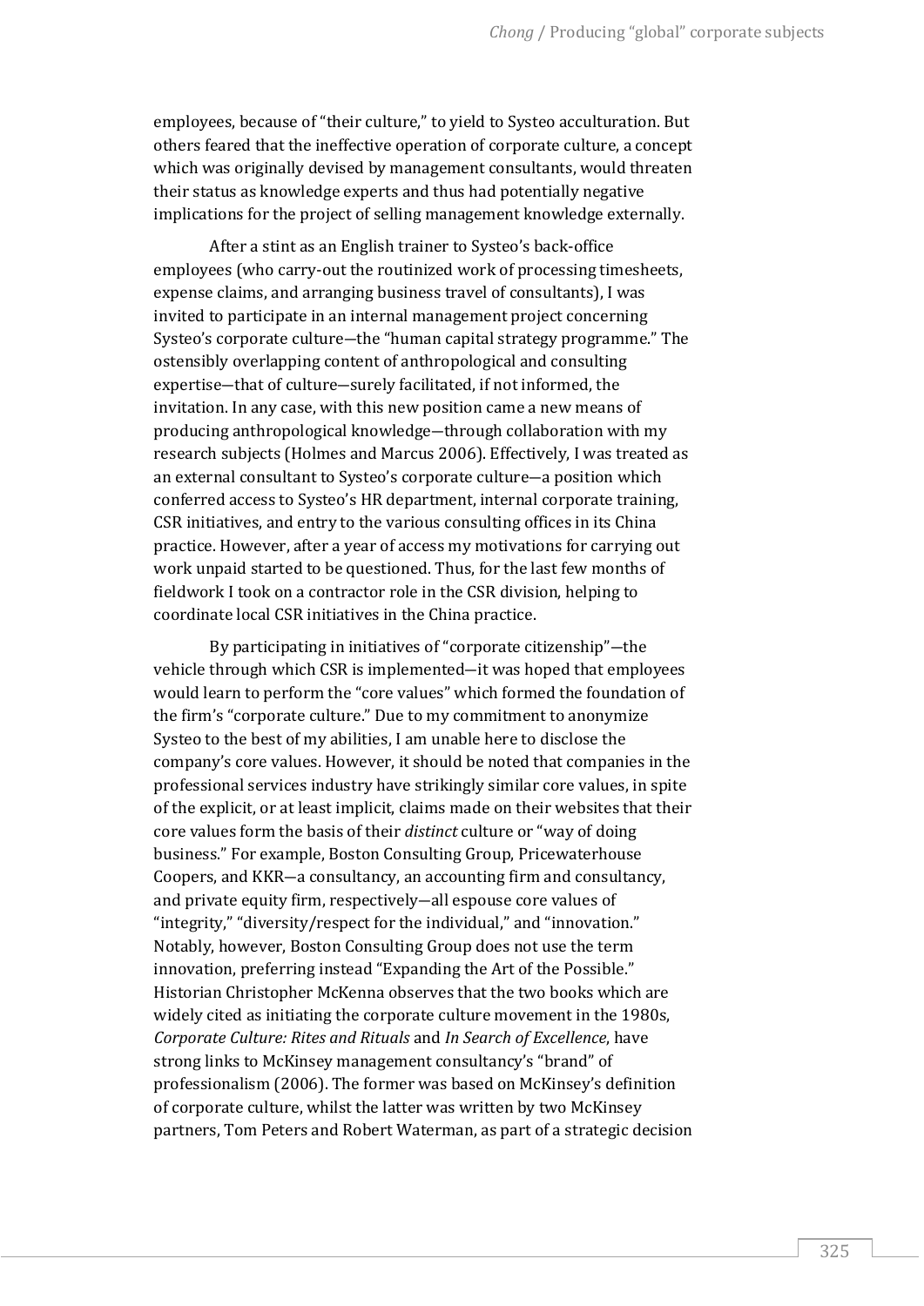employees, because of "their culture," to yield to Systeo acculturation. But others feared that the ineffective operation of corporate culture, a concept which was originally devised by management consultants, would threaten their status as knowledge experts and thus had potentially negative implications for the project of selling management knowledge externally.

After a stint as an English trainer to Systeo's back-office employees (who carry-out the routinized work of processing timesheets, expense claims, and arranging business travel of consultants), I was invited to participate in an internal management project concerning Systeo's corporate culture—the "human capital strategy programme." The ostensibly overlapping content of anthropological and consulting expertise—that of culture—surely facilitated, if not informed, the invitation. In any case, with this new position came a new means of producing anthropological knowledge—through collaboration with my research subjects (Holmes and Marcus 2006). Effectively, I was treated as an external consultant to Systeo's corporate culture—a position which conferred access to Systeo's HR department, internal corporate training, CSR initiatives, and entry to the various consulting offices in its China practice. However, after a year of access my motivations for carrying out work unpaid started to be questioned. Thus, for the last few months of fieldwork I took on a contractor role in the CSR division, helping to coordinate local CSR initiatives in the China practice.

By participating in initiatives of "corporate citizenship"—the vehicle through which CSR is implemented—it was hoped that employees would learn to perform the "core values" which formed the foundation of the firm's "corporate culture." Due to my commitment to anonymize Systeo to the best of my abilities, I am unable here to disclose the company's core values. However, it should be noted that companies in the professional services industry have strikingly similar core values, in spite of the explicit, or at least implicit, claims made on their websites that their core values form the basis of their *distinct* culture or "way of doing business." For example, Boston Consulting Group, Pricewaterhouse Coopers, and KKR—a consultancy, an accounting firm and consultancy, and private equity firm, respectively—all espouse core values of "integrity," "diversity/respect for the individual," and "innovation." Notably, however, Boston Consulting Group does not use the term innovation, preferring instead "Expanding the Art of the Possible." Historian Christopher McKenna observes that the two books which are widely cited as initiating the corporate culture movement in the 1980s, *Corporate Culture: Rites and Rituals* and *In Search of Excellence*, have strong links to McKinsey management consultancy's "brand" of professionalism (2006). The former was based on McKinsey's definition of corporate culture, whilst the latter was written by two McKinsey partners, Tom Peters and Robert Waterman, as part of a strategic decision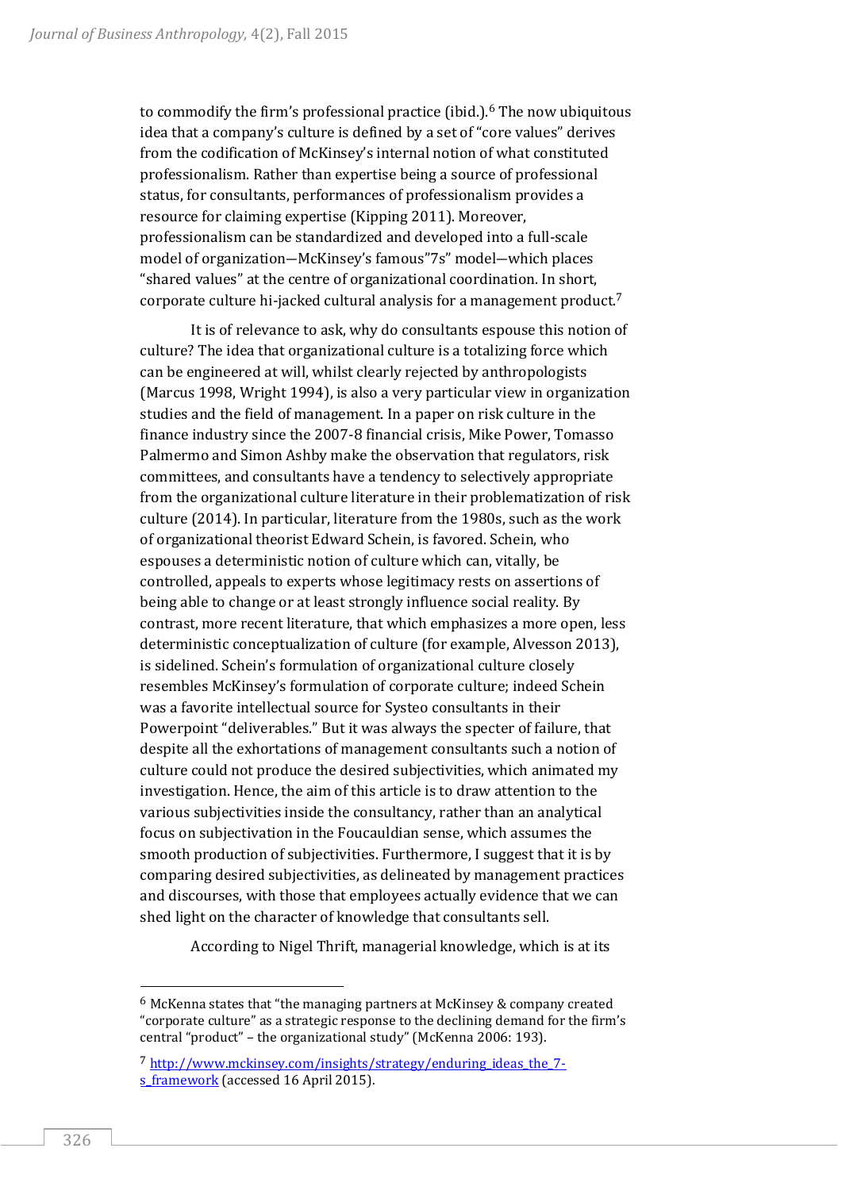to commodify the firm's professional practice (ibid.).[6] The now ubiquitous idea that a company's culture is defined by a set of "core values" derives from the codification of McKinsey's internal notion of what constituted professionalism. Rather than expertise being a source of professional status, for consultants, performances of professionalism provides a resource for claiming expertise (Kipping 2011). Moreover, professionalism can be standardized and developed into a full-scale model of organization—McKinsey's famous"7s" model—which places "shared values" at the centre of organizational coordination. In short, corporate culture hi-jacked cultural analysis for a management product.[7]

It is of relevance to ask, why do consultants espouse this notion of culture? The idea that organizational culture is a totalizing force which can be engineered at will, whilst clearly rejected by anthropologists (Marcus 1998, Wright 1994), is also a very particular view in organization studies and the field of management. In a paper on risk culture in the finance industry since the 2007-8 financial crisis, Mike Power, Tomasso Palmermo and Simon Ashby make the observation that regulators, risk committees, and consultants have a tendency to selectively appropriate from the organizational culture literature in their problematization of risk culture (2014). In particular, literature from the 1980s, such as the work of organizational theorist Edward Schein, is favored. Schein, who espouses a deterministic notion of culture which can, vitally, be controlled, appeals to experts whose legitimacy rests on assertions of being able to change or at least strongly influence social reality. By contrast, more recent literature, that which emphasizes a more open, less deterministic conceptualization of culture (for example, Alvesson 2013), is sidelined. Schein's formulation of organizational culture closely resembles McKinsey's formulation of corporate culture; indeed Schein was a favorite intellectual source for Systeo consultants in their Powerpoint "deliverables." But it was always the specter of failure, that despite all the exhortations of management consultants such a notion of culture could not produce the desired subjectivities, which animated my investigation. Hence, the aim of this article is to draw attention to the various subjectivities inside the consultancy, rather than an analytical focus on subjectivation in the Foucauldian sense, which assumes the smooth production of subjectivities. Furthermore, I suggest that it is by comparing desired subjectivities, as delineated by management practices and discourses, with those that employees actually evidence that we can shed light on the character of knowledge that consultants sell.

According to Nigel Thrift, managerial knowledge, which is at its

---

[6] McKenna states that "the managing partners at McKinsey & company created "corporate culture" as a strategic response to the declining demand for the firm's central "product" – the organizational study" (McKenna 2006: 193).

[7] http://www.mckinsey.com/insights/strategy/enduring_ideas_the_7-s_framework (accessed 16 April 2015).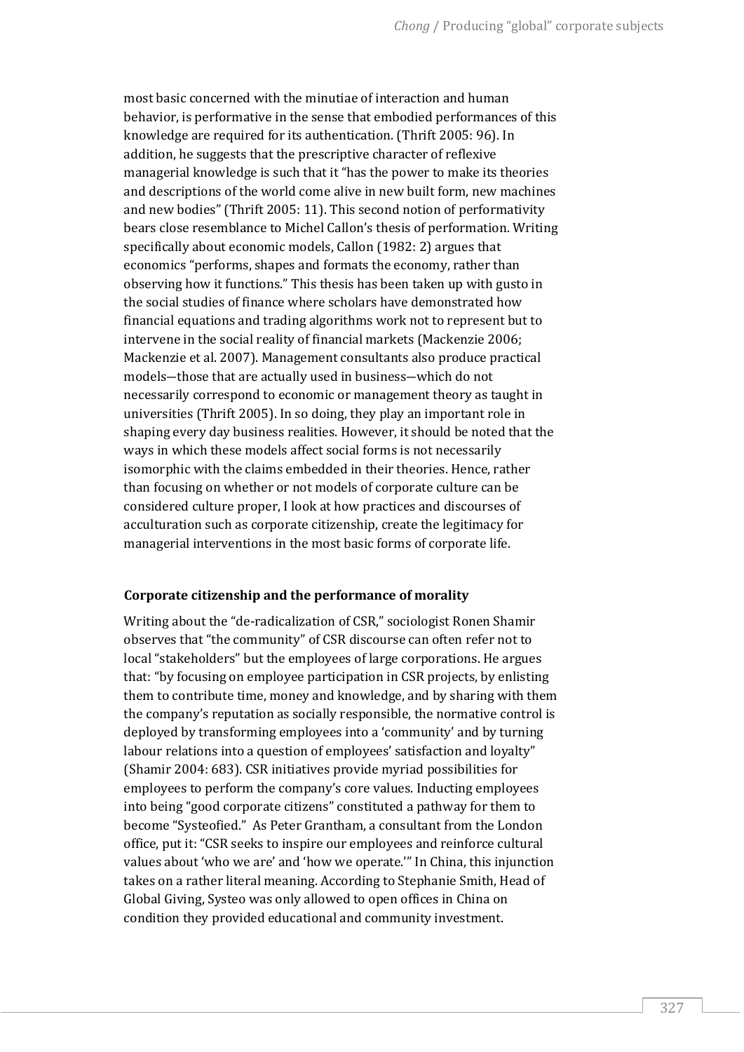most basic concerned with the minutiae of interaction and human behavior, is performative in the sense that embodied performances of this knowledge are required for its authentication. (Thrift 2005: 96). In addition, he suggests that the prescriptive character of reflexive managerial knowledge is such that it "has the power to make its theories and descriptions of the world come alive in new built form, new machines and new bodies" (Thrift 2005: 11). This second notion of performativity bears close resemblance to Michel Callon's thesis of performation. Writing specifically about economic models, Callon (1982: 2) argues that economics "performs, shapes and formats the economy, rather than observing how it functions." This thesis has been taken up with gusto in the social studies of finance where scholars have demonstrated how financial equations and trading algorithms work not to represent but to intervene in the social reality of financial markets (Mackenzie 2006; Mackenzie et al. 2007). Management consultants also produce practical models—those that are actually used in business—which do not necessarily correspond to economic or management theory as taught in universities (Thrift 2005). In so doing, they play an important role in shaping every day business realities. However, it should be noted that the ways in which these models affect social forms is not necessarily isomorphic with the claims embedded in their theories. Hence, rather than focusing on whether or not models of corporate culture can be considered culture proper, I look at how practices and discourses of acculturation such as corporate citizenship, create the legitimacy for managerial interventions in the most basic forms of corporate life.

### Corporate citizenship and the performance of morality

Writing about the "de-radicalization of CSR," sociologist Ronen Shamir observes that "the community" of CSR discourse can often refer not to local "stakeholders" but the employees of large corporations. He argues that: "by focusing on employee participation in CSR projects, by enlisting them to contribute time, money and knowledge, and by sharing with them the company's reputation as socially responsible, the normative control is deployed by transforming employees into a 'community' and by turning labour relations into a question of employees' satisfaction and loyalty" (Shamir 2004: 683). CSR initiatives provide myriad possibilities for employees to perform the company's core values. Inducting employees into being "good corporate citizens" constituted a pathway for them to become "Systeofied." As Peter Grantham, a consultant from the London office, put it: "CSR seeks to inspire our employees and reinforce cultural values about 'who we are' and 'how we operate.'" In China, this injunction takes on a rather literal meaning. According to Stephanie Smith, Head of Global Giving, Systeo was only allowed to open offices in China on condition they provided educational and community investment.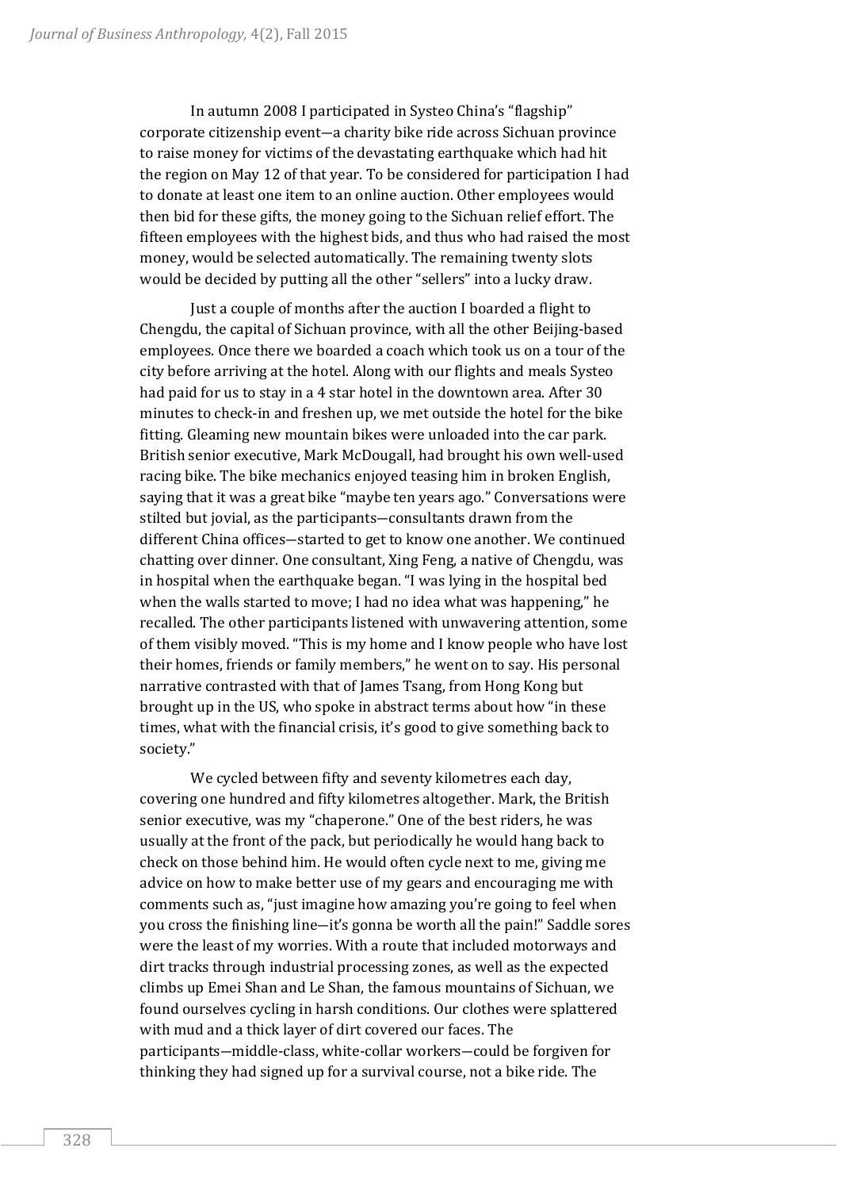In autumn 2008 I participated in Systeo China's "flagship" corporate citizenship event—a charity bike ride across Sichuan province to raise money for victims of the devastating earthquake which had hit the region on May 12 of that year. To be considered for participation I had to donate at least one item to an online auction. Other employees would then bid for these gifts, the money going to the Sichuan relief effort. The fifteen employees with the highest bids, and thus who had raised the most money, would be selected automatically. The remaining twenty slots would be decided by putting all the other "sellers" into a lucky draw.

Just a couple of months after the auction I boarded a flight to Chengdu, the capital of Sichuan province, with all the other Beijing-based employees. Once there we boarded a coach which took us on a tour of the city before arriving at the hotel. Along with our flights and meals Systeo had paid for us to stay in a 4 star hotel in the downtown area. After 30 minutes to check-in and freshen up, we met outside the hotel for the bike fitting. Gleaming new mountain bikes were unloaded into the car park. British senior executive, Mark McDougall, had brought his own well-used racing bike. The bike mechanics enjoyed teasing him in broken English, saying that it was a great bike "maybe ten years ago." Conversations were stilted but jovial, as the participants—consultants drawn from the different China offices—started to get to know one another. We continued chatting over dinner. One consultant, Xing Feng, a native of Chengdu, was in hospital when the earthquake began. "I was lying in the hospital bed when the walls started to move; I had no idea what was happening," he recalled. The other participants listened with unwavering attention, some of them visibly moved. "This is my home and I know people who have lost their homes, friends or family members," he went on to say. His personal narrative contrasted with that of James Tsang, from Hong Kong but brought up in the US, who spoke in abstract terms about how "in these times, what with the financial crisis, it's good to give something back to society."

We cycled between fifty and seventy kilometres each day, covering one hundred and fifty kilometres altogether. Mark, the British senior executive, was my "chaperone." One of the best riders, he was usually at the front of the pack, but periodically he would hang back to check on those behind him. He would often cycle next to me, giving me advice on how to make better use of my gears and encouraging me with comments such as, "just imagine how amazing you're going to feel when you cross the finishing line—it's gonna be worth all the pain!" Saddle sores were the least of my worries. With a route that included motorways and dirt tracks through industrial processing zones, as well as the expected climbs up Emei Shan and Le Shan, the famous mountains of Sichuan, we found ourselves cycling in harsh conditions. Our clothes were splattered with mud and a thick layer of dirt covered our faces. The participants—middle-class, white-collar workers—could be forgiven for thinking they had signed up for a survival course, not a bike ride. The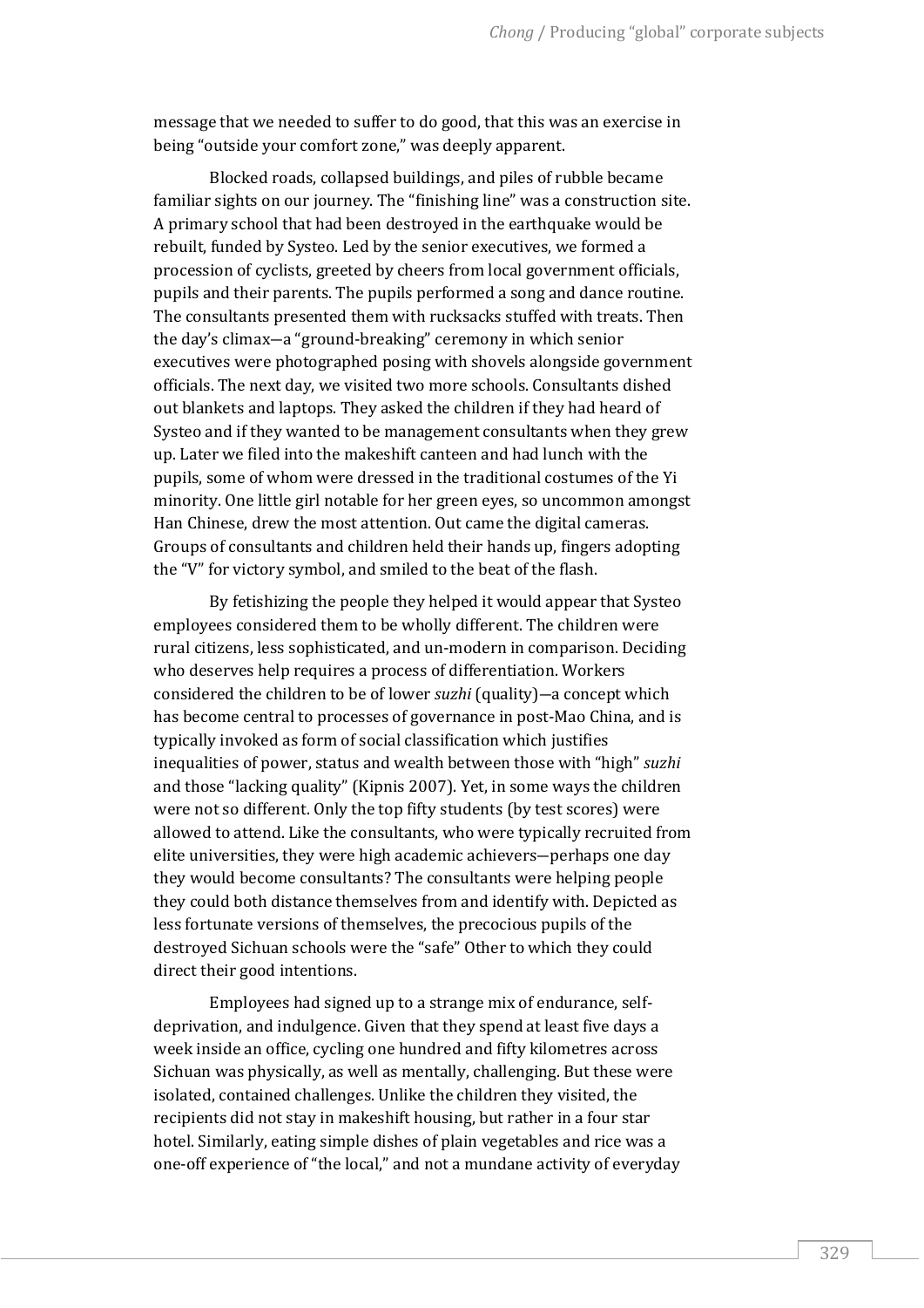message that we needed to suffer to do good, that this was an exercise in being "outside your comfort zone," was deeply apparent.

Blocked roads, collapsed buildings, and piles of rubble became familiar sights on our journey. The "finishing line" was a construction site. A primary school that had been destroyed in the earthquake would be rebuilt, funded by Systeo. Led by the senior executives, we formed a procession of cyclists, greeted by cheers from local government officials, pupils and their parents. The pupils performed a song and dance routine. The consultants presented them with rucksacks stuffed with treats. Then the day's climax—a "ground-breaking" ceremony in which senior executives were photographed posing with shovels alongside government officials. The next day, we visited two more schools. Consultants dished out blankets and laptops. They asked the children if they had heard of Systeo and if they wanted to be management consultants when they grew up. Later we filed into the makeshift canteen and had lunch with the pupils, some of whom were dressed in the traditional costumes of the Yi minority. One little girl notable for her green eyes, so uncommon amongst Han Chinese, drew the most attention. Out came the digital cameras. Groups of consultants and children held their hands up, fingers adopting the "V" for victory symbol, and smiled to the beat of the flash.

By fetishizing the people they helped it would appear that Systeo employees considered them to be wholly different. The children were rural citizens, less sophisticated, and un-modern in comparison. Deciding who deserves help requires a process of differentiation. Workers considered the children to be of lower *suzhi* (quality)—a concept which has become central to processes of governance in post-Mao China, and is typically invoked as form of social classification which justifies inequalities of power, status and wealth between those with "high" *suzhi* and those "lacking quality" (Kipnis 2007). Yet, in some ways the children were not so different. Only the top fifty students (by test scores) were allowed to attend. Like the consultants, who were typically recruited from elite universities, they were high academic achievers—perhaps one day they would become consultants? The consultants were helping people they could both distance themselves from and identify with. Depicted as less fortunate versions of themselves, the precocious pupils of the destroyed Sichuan schools were the "safe" Other to which they could direct their good intentions.

Employees had signed up to a strange mix of endurance, self-deprivation, and indulgence. Given that they spend at least five days a week inside an office, cycling one hundred and fifty kilometres across Sichuan was physically, as well as mentally, challenging. But these were isolated, contained challenges. Unlike the children they visited, the recipients did not stay in makeshift housing, but rather in a four star hotel. Similarly, eating simple dishes of plain vegetables and rice was a one-off experience of "the local," and not a mundane activity of everyday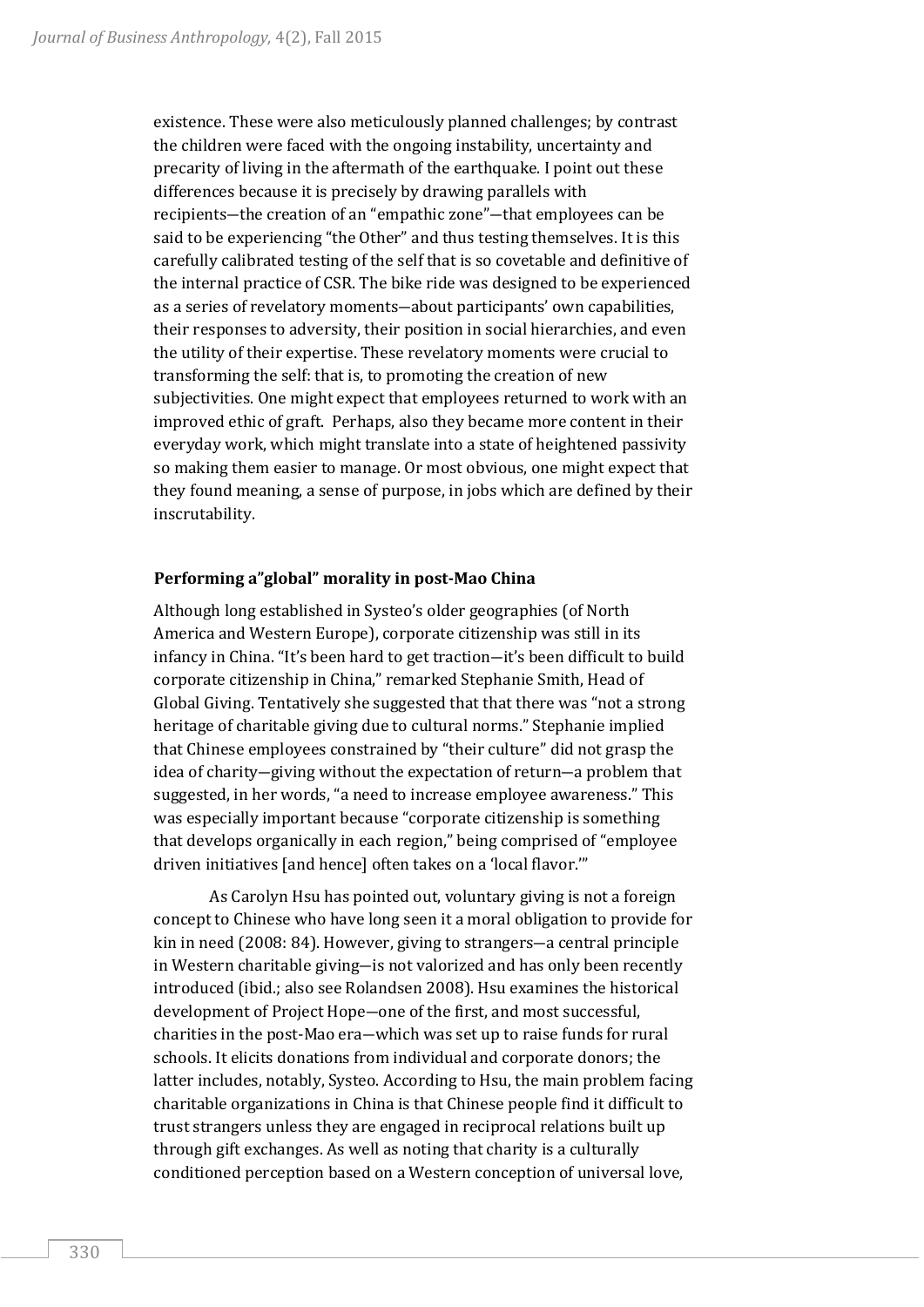existence. These were also meticulously planned challenges; by contrast the children were faced with the ongoing instability, uncertainty and precarity of living in the aftermath of the earthquake. I point out these differences because it is precisely by drawing parallels with recipients—the creation of an "empathic zone"—that employees can be said to be experiencing "the Other" and thus testing themselves. It is this carefully calibrated testing of the self that is so covetable and definitive of the internal practice of CSR. The bike ride was designed to be experienced as a series of revelatory moments—about participants' own capabilities, their responses to adversity, their position in social hierarchies, and even the utility of their expertise. These revelatory moments were crucial to transforming the self: that is, to promoting the creation of new subjectivities. One might expect that employees returned to work with an improved ethic of graft. Perhaps, also they became more content in their everyday work, which might translate into a state of heightened passivity so making them easier to manage. Or most obvious, one might expect that they found meaning, a sense of purpose, in jobs which are defined by their inscrutability.

### Performing a"global" morality in post-Mao China

Although long established in Systeo's older geographies (of North America and Western Europe), corporate citizenship was still in its infancy in China. "It's been hard to get traction—it's been difficult to build corporate citizenship in China," remarked Stephanie Smith, Head of Global Giving. Tentatively she suggested that that there was "not a strong heritage of charitable giving due to cultural norms." Stephanie implied that Chinese employees constrained by "their culture" did not grasp the idea of charity—giving without the expectation of return—a problem that suggested, in her words, "a need to increase employee awareness." This was especially important because "corporate citizenship is something that develops organically in each region," being comprised of "employee driven initiatives [and hence] often takes on a 'local flavor.'"

As Carolyn Hsu has pointed out, voluntary giving is not a foreign concept to Chinese who have long seen it a moral obligation to provide for kin in need (2008: 84). However, giving to strangers—a central principle in Western charitable giving—is not valorized and has only been recently introduced (ibid.; also see Rolandsen 2008). Hsu examines the historical development of Project Hope—one of the first, and most successful, charities in the post-Mao era—which was set up to raise funds for rural schools. It elicits donations from individual and corporate donors; the latter includes, notably, Systeo. According to Hsu, the main problem facing charitable organizations in China is that Chinese people find it difficult to trust strangers unless they are engaged in reciprocal relations built up through gift exchanges. As well as noting that charity is a culturally conditioned perception based on a Western conception of universal love,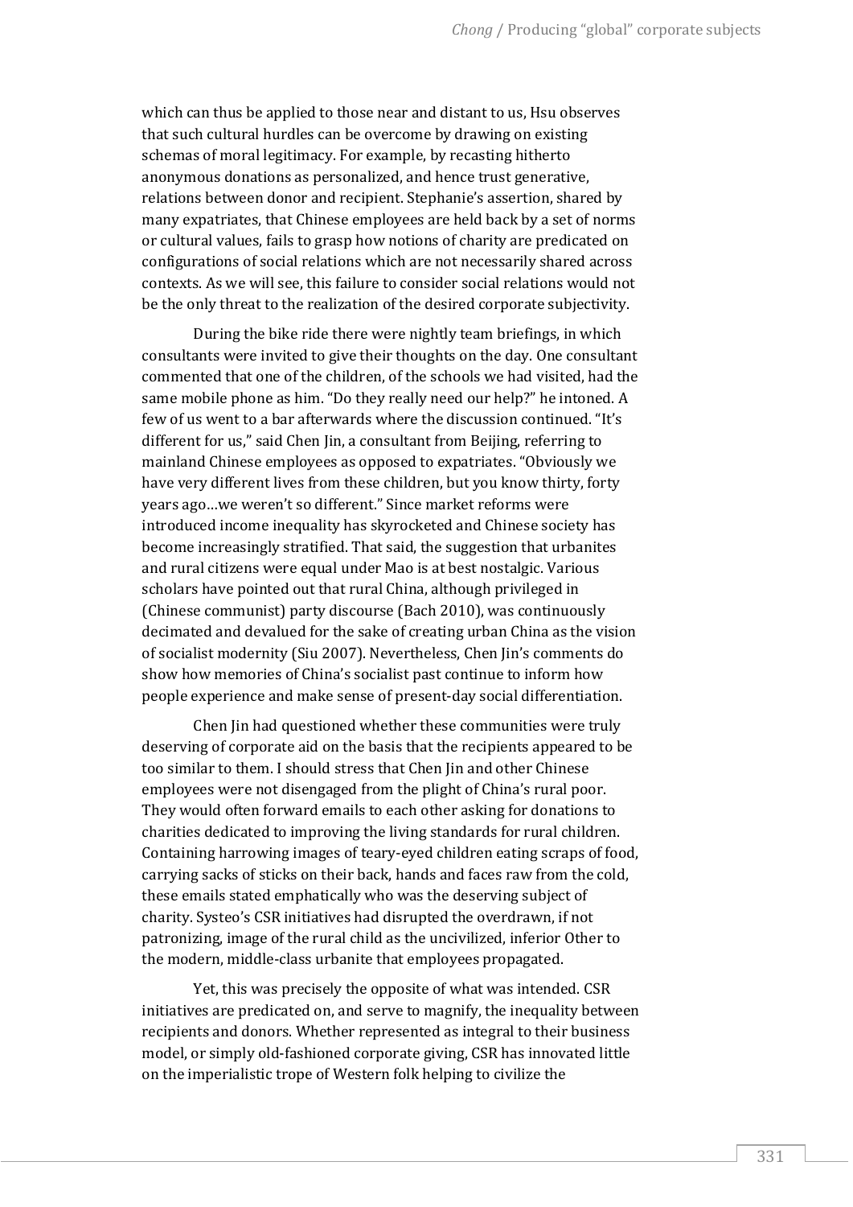which can thus be applied to those near and distant to us, Hsu observes that such cultural hurdles can be overcome by drawing on existing schemas of moral legitimacy. For example, by recasting hitherto anonymous donations as personalized, and hence trust generative, relations between donor and recipient. Stephanie's assertion, shared by many expatriates, that Chinese employees are held back by a set of norms or cultural values, fails to grasp how notions of charity are predicated on configurations of social relations which are not necessarily shared across contexts. As we will see, this failure to consider social relations would not be the only threat to the realization of the desired corporate subjectivity.

During the bike ride there were nightly team briefings, in which consultants were invited to give their thoughts on the day. One consultant commented that one of the children, of the schools we had visited, had the same mobile phone as him. "Do they really need our help?" he intoned. A few of us went to a bar afterwards where the discussion continued. "It's different for us," said Chen Jin, a consultant from Beijing, referring to mainland Chinese employees as opposed to expatriates. "Obviously we have very different lives from these children, but you know thirty, forty years ago…we weren't so different." Since market reforms were introduced income inequality has skyrocketed and Chinese society has become increasingly stratified. That said, the suggestion that urbanites and rural citizens were equal under Mao is at best nostalgic. Various scholars have pointed out that rural China, although privileged in (Chinese communist) party discourse (Bach 2010), was continuously decimated and devalued for the sake of creating urban China as the vision of socialist modernity (Siu 2007). Nevertheless, Chen Jin's comments do show how memories of China's socialist past continue to inform how people experience and make sense of present-day social differentiation.

Chen Jin had questioned whether these communities were truly deserving of corporate aid on the basis that the recipients appeared to be too similar to them. I should stress that Chen Jin and other Chinese employees were not disengaged from the plight of China's rural poor. They would often forward emails to each other asking for donations to charities dedicated to improving the living standards for rural children. Containing harrowing images of teary-eyed children eating scraps of food, carrying sacks of sticks on their back, hands and faces raw from the cold, these emails stated emphatically who was the deserving subject of charity. Systeo's CSR initiatives had disrupted the overdrawn, if not patronizing, image of the rural child as the uncivilized, inferior Other to the modern, middle-class urbanite that employees propagated.

Yet, this was precisely the opposite of what was intended. CSR initiatives are predicated on, and serve to magnify, the inequality between recipients and donors. Whether represented as integral to their business model, or simply old-fashioned corporate giving, CSR has innovated little on the imperialistic trope of Western folk helping to civilize the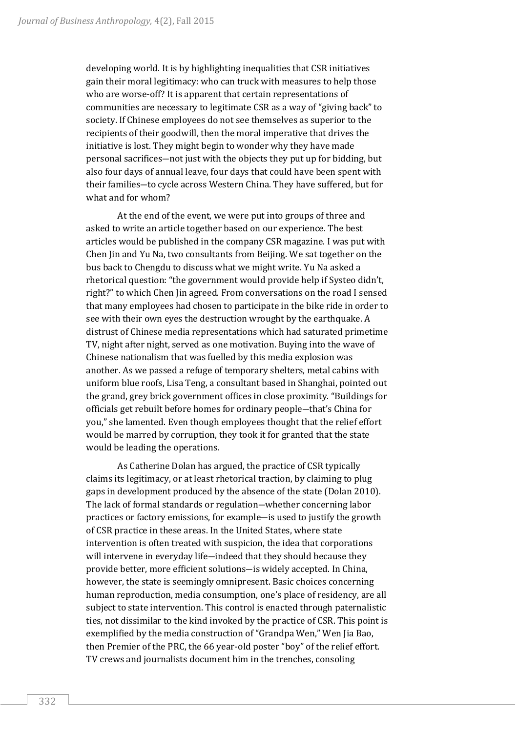developing world. It is by highlighting inequalities that CSR initiatives gain their moral legitimacy: who can truck with measures to help those who are worse-off? It is apparent that certain representations of communities are necessary to legitimate CSR as a way of "giving back" to society. If Chinese employees do not see themselves as superior to the recipients of their goodwill, then the moral imperative that drives the initiative is lost. They might begin to wonder why they have made personal sacrifices—not just with the objects they put up for bidding, but also four days of annual leave, four days that could have been spent with their families—to cycle across Western China. They have suffered, but for what and for whom?

At the end of the event, we were put into groups of three and asked to write an article together based on our experience. The best articles would be published in the company CSR magazine. I was put with Chen Jin and Yu Na, two consultants from Beijing. We sat together on the bus back to Chengdu to discuss what we might write. Yu Na asked a rhetorical question: "the government would provide help if Systeo didn't, right?" to which Chen Jin agreed. From conversations on the road I sensed that many employees had chosen to participate in the bike ride in order to see with their own eyes the destruction wrought by the earthquake. A distrust of Chinese media representations which had saturated primetime TV, night after night, served as one motivation. Buying into the wave of Chinese nationalism that was fuelled by this media explosion was another. As we passed a refuge of temporary shelters, metal cabins with uniform blue roofs, Lisa Teng, a consultant based in Shanghai, pointed out the grand, grey brick government offices in close proximity. "Buildings for officials get rebuilt before homes for ordinary people—that's China for you," she lamented. Even though employees thought that the relief effort would be marred by corruption, they took it for granted that the state would be leading the operations.

As Catherine Dolan has argued, the practice of CSR typically claims its legitimacy, or at least rhetorical traction, by claiming to plug gaps in development produced by the absence of the state (Dolan 2010). The lack of formal standards or regulation—whether concerning labor practices or factory emissions, for example—is used to justify the growth of CSR practice in these areas. In the United States, where state intervention is often treated with suspicion, the idea that corporations will intervene in everyday life—indeed that they should because they provide better, more efficient solutions—is widely accepted. In China, however, the state is seemingly omnipresent. Basic choices concerning human reproduction, media consumption, one's place of residency, are all subject to state intervention. This control is enacted through paternalistic ties, not dissimilar to the kind invoked by the practice of CSR. This point is exemplified by the media construction of "Grandpa Wen," Wen Jia Bao, then Premier of the PRC, the 66 year-old poster "boy" of the relief effort. TV crews and journalists document him in the trenches, consoling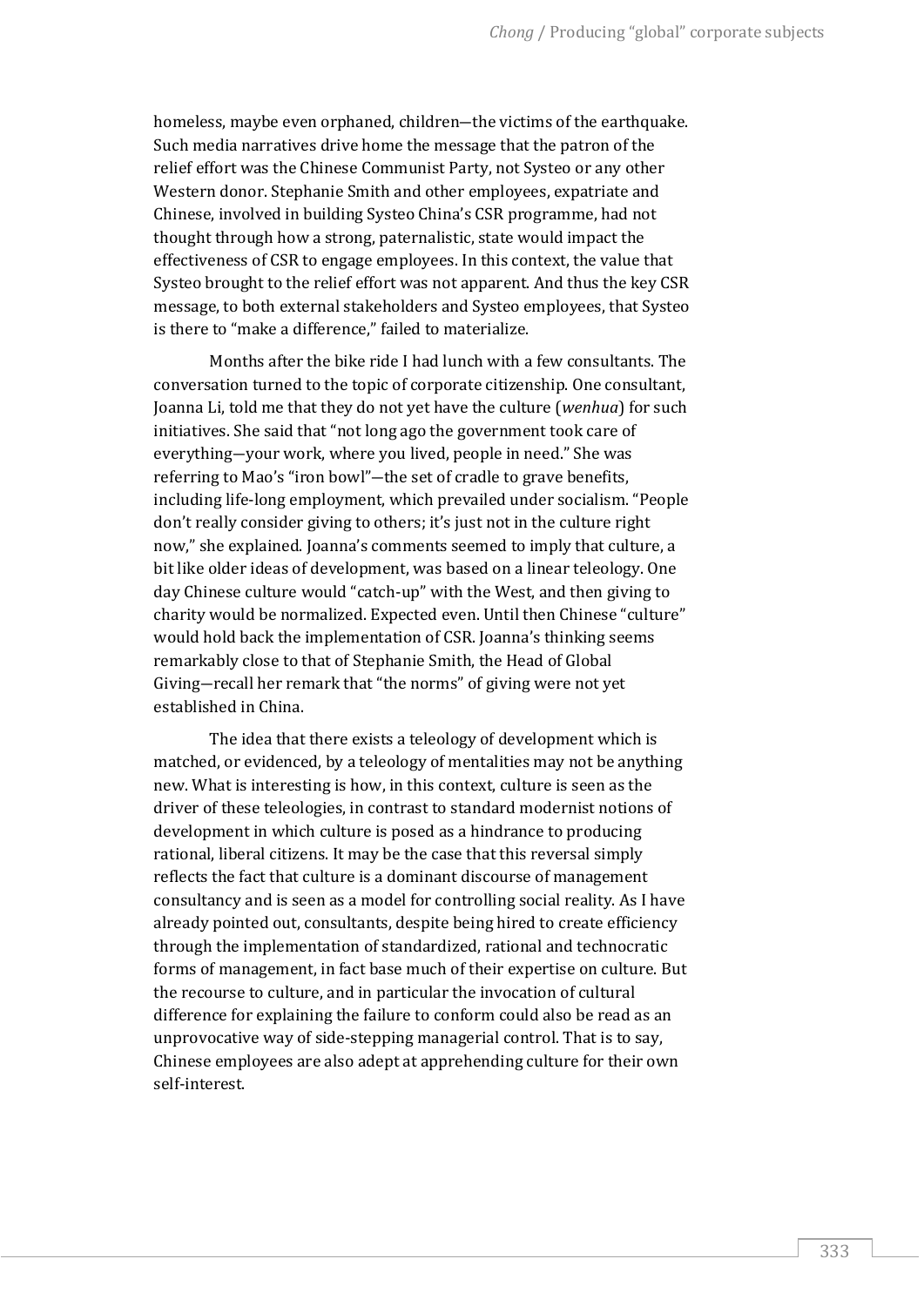homeless, maybe even orphaned, children—the victims of the earthquake. Such media narratives drive home the message that the patron of the relief effort was the Chinese Communist Party, not Systeo or any other Western donor. Stephanie Smith and other employees, expatriate and Chinese, involved in building Systeo China's CSR programme, had not thought through how a strong, paternalistic, state would impact the effectiveness of CSR to engage employees. In this context, the value that Systeo brought to the relief effort was not apparent. And thus the key CSR message, to both external stakeholders and Systeo employees, that Systeo is there to "make a difference," failed to materialize.

Months after the bike ride I had lunch with a few consultants. The conversation turned to the topic of corporate citizenship. One consultant, Joanna Li, told me that they do not yet have the culture (*wenhua*) for such initiatives. She said that "not long ago the government took care of everything—your work, where you lived, people in need." She was referring to Mao's "iron bowl"—the set of cradle to grave benefits, including life-long employment, which prevailed under socialism. "People don't really consider giving to others; it's just not in the culture right now," she explained. Joanna's comments seemed to imply that culture, a bit like older ideas of development, was based on a linear teleology. One day Chinese culture would "catch-up" with the West, and then giving to charity would be normalized. Expected even. Until then Chinese "culture" would hold back the implementation of CSR. Joanna's thinking seems remarkably close to that of Stephanie Smith, the Head of Global Giving—recall her remark that "the norms" of giving were not yet established in China.

The idea that there exists a teleology of development which is matched, or evidenced, by a teleology of mentalities may not be anything new. What is interesting is how, in this context, culture is seen as the driver of these teleologies, in contrast to standard modernist notions of development in which culture is posed as a hindrance to producing rational, liberal citizens. It may be the case that this reversal simply reflects the fact that culture is a dominant discourse of management consultancy and is seen as a model for controlling social reality. As I have already pointed out, consultants, despite being hired to create efficiency through the implementation of standardized, rational and technocratic forms of management, in fact base much of their expertise on culture. But the recourse to culture, and in particular the invocation of cultural difference for explaining the failure to conform could also be read as an unprovocative way of side-stepping managerial control. That is to say, Chinese employees are also adept at apprehending culture for their own self-interest.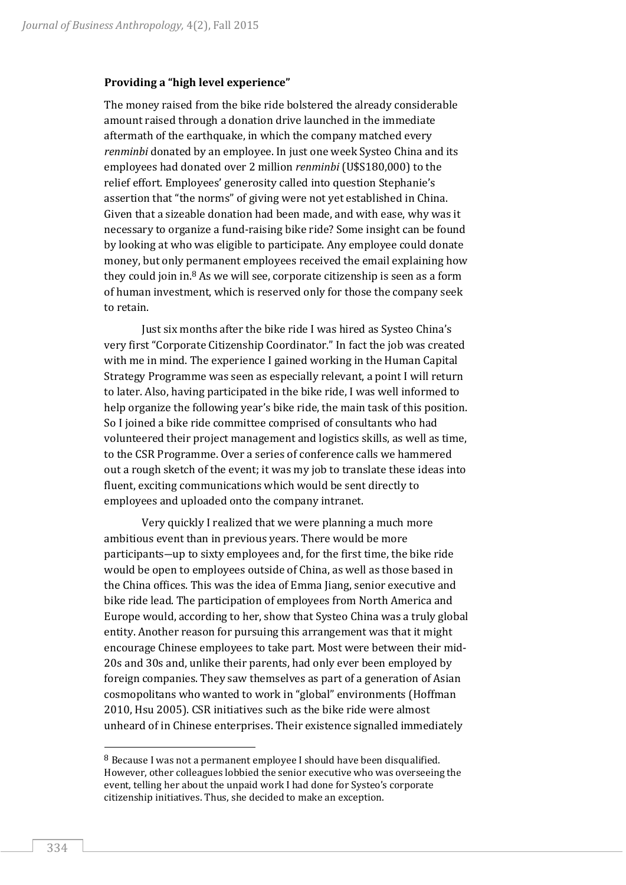### Providing a "high level experience"

The money raised from the bike ride bolstered the already considerable amount raised through a donation drive launched in the immediate aftermath of the earthquake, in which the company matched every *renminbi* donated by an employee. In just one week Systeo China and its employees had donated over 2 million *renminbi* (U$S180,000) to the relief effort. Employees' generosity called into question Stephanie's assertion that "the norms" of giving were not yet established in China. Given that a sizeable donation had been made, and with ease, why was it necessary to organize a fund-raising bike ride? Some insight can be found by looking at who was eligible to participate. Any employee could donate money, but only permanent employees received the email explaining how they could join in.[8] As we will see, corporate citizenship is seen as a form of human investment, which is reserved only for those the company seek to retain.

Just six months after the bike ride I was hired as Systeo China's very first "Corporate Citizenship Coordinator." In fact the job was created with me in mind. The experience I gained working in the Human Capital Strategy Programme was seen as especially relevant, a point I will return to later. Also, having participated in the bike ride, I was well informed to help organize the following year's bike ride, the main task of this position. So I joined a bike ride committee comprised of consultants who had volunteered their project management and logistics skills, as well as time, to the CSR Programme. Over a series of conference calls we hammered out a rough sketch of the event; it was my job to translate these ideas into fluent, exciting communications which would be sent directly to employees and uploaded onto the company intranet.

Very quickly I realized that we were planning a much more ambitious event than in previous years. There would be more participants—up to sixty employees and, for the first time, the bike ride would be open to employees outside of China, as well as those based in the China offices. This was the idea of Emma Jiang, senior executive and bike ride lead. The participation of employees from North America and Europe would, according to her, show that Systeo China was a truly global entity. Another reason for pursuing this arrangement was that it might encourage Chinese employees to take part. Most were between their mid-20s and 30s and, unlike their parents, had only ever been employed by foreign companies. They saw themselves as part of a generation of Asian cosmopolitans who wanted to work in "global" environments (Hoffman 2010, Hsu 2005). CSR initiatives such as the bike ride were almost unheard of in Chinese enterprises. Their existence signalled immediately

[8] Because I was not a permanent employee I should have been disqualified. However, other colleagues lobbied the senior executive who was overseeing the event, telling her about the unpaid work I had done for Systeo's corporate citizenship initiatives. Thus, she decided to make an exception.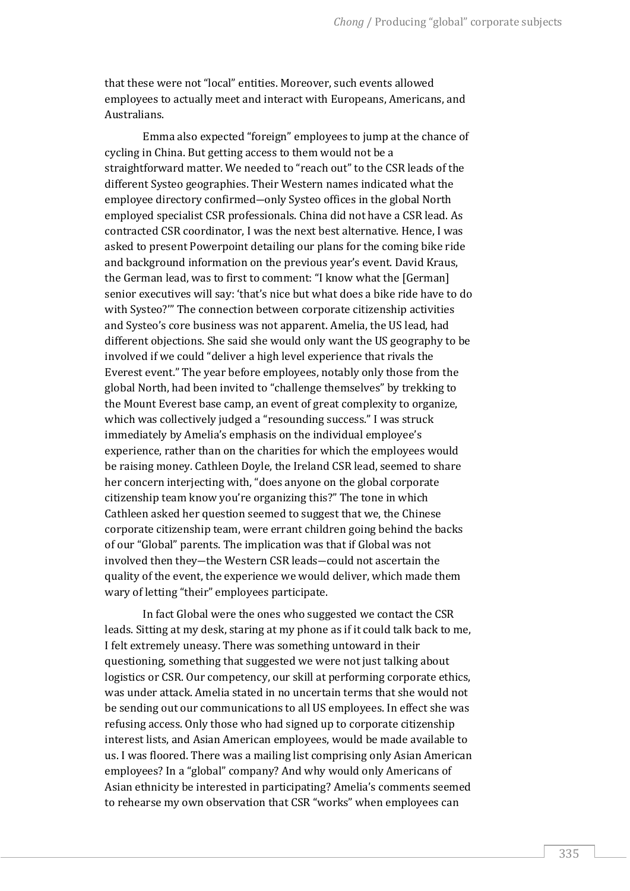that these were not "local" entities. Moreover, such events allowed employees to actually meet and interact with Europeans, Americans, and Australians.

Emma also expected "foreign" employees to jump at the chance of cycling in China. But getting access to them would not be a straightforward matter. We needed to "reach out" to the CSR leads of the different Systeo geographies. Their Western names indicated what the employee directory confirmed—only Systeo offices in the global North employed specialist CSR professionals. China did not have a CSR lead. As contracted CSR coordinator, I was the next best alternative. Hence, I was asked to present Powerpoint detailing our plans for the coming bike ride and background information on the previous year's event. David Kraus, the German lead, was to first to comment: "I know what the [German] senior executives will say: 'that's nice but what does a bike ride have to do with Systeo?'" The connection between corporate citizenship activities and Systeo's core business was not apparent. Amelia, the US lead, had different objections. She said she would only want the US geography to be involved if we could "deliver a high level experience that rivals the Everest event." The year before employees, notably only those from the global North, had been invited to "challenge themselves" by trekking to the Mount Everest base camp, an event of great complexity to organize, which was collectively judged a "resounding success." I was struck immediately by Amelia's emphasis on the individual employee's experience, rather than on the charities for which the employees would be raising money. Cathleen Doyle, the Ireland CSR lead, seemed to share her concern interjecting with, "does anyone on the global corporate citizenship team know you're organizing this?" The tone in which Cathleen asked her question seemed to suggest that we, the Chinese corporate citizenship team, were errant children going behind the backs of our "Global" parents. The implication was that if Global was not involved then they—the Western CSR leads—could not ascertain the quality of the event, the experience we would deliver, which made them wary of letting "their" employees participate.

In fact Global were the ones who suggested we contact the CSR leads. Sitting at my desk, staring at my phone as if it could talk back to me, I felt extremely uneasy. There was something untoward in their questioning, something that suggested we were not just talking about logistics or CSR. Our competency, our skill at performing corporate ethics, was under attack. Amelia stated in no uncertain terms that she would not be sending out our communications to all US employees. In effect she was refusing access. Only those who had signed up to corporate citizenship interest lists, and Asian American employees, would be made available to us. I was floored. There was a mailing list comprising only Asian American employees? In a "global" company? And why would only Americans of Asian ethnicity be interested in participating? Amelia's comments seemed to rehearse my own observation that CSR "works" when employees can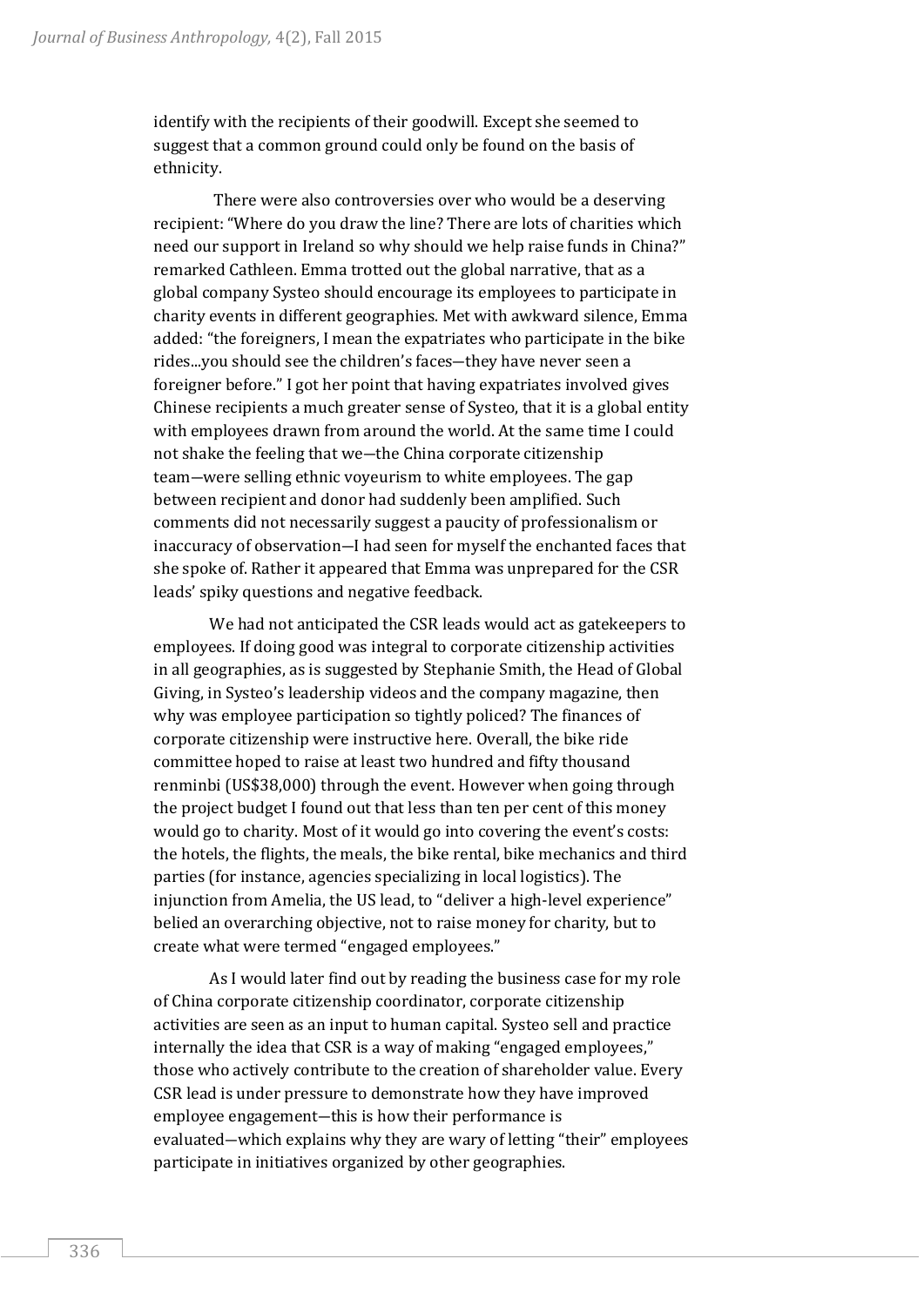identify with the recipients of their goodwill. Except she seemed to suggest that a common ground could only be found on the basis of ethnicity.

There were also controversies over who would be a deserving recipient: "Where do you draw the line? There are lots of charities which need our support in Ireland so why should we help raise funds in China?" remarked Cathleen. Emma trotted out the global narrative, that as a global company Systeo should encourage its employees to participate in charity events in different geographies. Met with awkward silence, Emma added: "the foreigners, I mean the expatriates who participate in the bike rides...you should see the children's faces—they have never seen a foreigner before." I got her point that having expatriates involved gives Chinese recipients a much greater sense of Systeo, that it is a global entity with employees drawn from around the world. At the same time I could not shake the feeling that we—the China corporate citizenship team—were selling ethnic voyeurism to white employees. The gap between recipient and donor had suddenly been amplified. Such comments did not necessarily suggest a paucity of professionalism or inaccuracy of observation—I had seen for myself the enchanted faces that she spoke of. Rather it appeared that Emma was unprepared for the CSR leads' spiky questions and negative feedback.

We had not anticipated the CSR leads would act as gatekeepers to employees. If doing good was integral to corporate citizenship activities in all geographies, as is suggested by Stephanie Smith, the Head of Global Giving, in Systeo's leadership videos and the company magazine, then why was employee participation so tightly policed? The finances of corporate citizenship were instructive here. Overall, the bike ride committee hoped to raise at least two hundred and fifty thousand renminbi (US$38,000) through the event. However when going through the project budget I found out that less than ten per cent of this money would go to charity. Most of it would go into covering the event's costs: the hotels, the flights, the meals, the bike rental, bike mechanics and third parties (for instance, agencies specializing in local logistics). The injunction from Amelia, the US lead, to "deliver a high-level experience" belied an overarching objective, not to raise money for charity, but to create what were termed "engaged employees."

As I would later find out by reading the business case for my role of China corporate citizenship coordinator, corporate citizenship activities are seen as an input to human capital. Systeo sell and practice internally the idea that CSR is a way of making "engaged employees," those who actively contribute to the creation of shareholder value. Every CSR lead is under pressure to demonstrate how they have improved employee engagement—this is how their performance is evaluated—which explains why they are wary of letting "their" employees participate in initiatives organized by other geographies.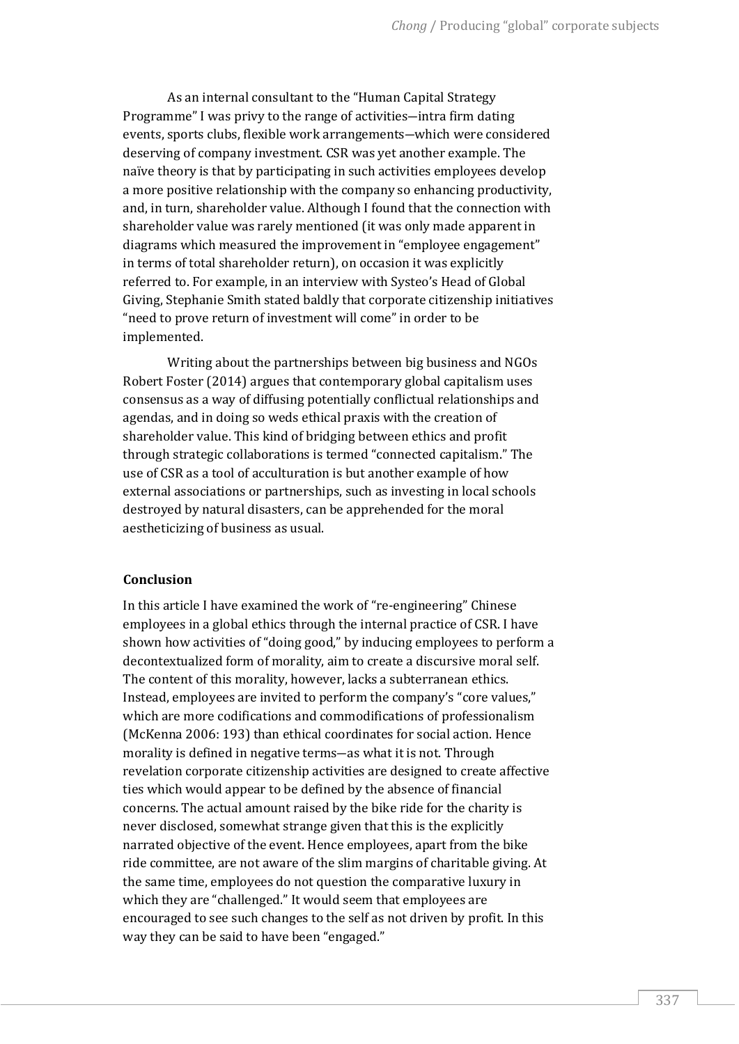As an internal consultant to the "Human Capital Strategy Programme" I was privy to the range of activities—intra firm dating events, sports clubs, flexible work arrangements—which were considered deserving of company investment. CSR was yet another example. The naïve theory is that by participating in such activities employees develop a more positive relationship with the company so enhancing productivity, and, in turn, shareholder value. Although I found that the connection with shareholder value was rarely mentioned (it was only made apparent in diagrams which measured the improvement in "employee engagement" in terms of total shareholder return), on occasion it was explicitly referred to. For example, in an interview with Systeo's Head of Global Giving, Stephanie Smith stated baldly that corporate citizenship initiatives "need to prove return of investment will come" in order to be implemented.

Writing about the partnerships between big business and NGOs Robert Foster (2014) argues that contemporary global capitalism uses consensus as a way of diffusing potentially conflictual relationships and agendas, and in doing so weds ethical praxis with the creation of shareholder value. This kind of bridging between ethics and profit through strategic collaborations is termed "connected capitalism." The use of CSR as a tool of acculturation is but another example of how external associations or partnerships, such as investing in local schools destroyed by natural disasters, can be apprehended for the moral aestheticizing of business as usual.

## Conclusion

In this article I have examined the work of "re-engineering" Chinese employees in a global ethics through the internal practice of CSR. I have shown how activities of "doing good," by inducing employees to perform a decontextualized form of morality, aim to create a discursive moral self. The content of this morality, however, lacks a subterranean ethics. Instead, employees are invited to perform the company's "core values," which are more codifications and commodifications of professionalism (McKenna 2006: 193) than ethical coordinates for social action. Hence morality is defined in negative terms—as what it is not. Through revelation corporate citizenship activities are designed to create affective ties which would appear to be defined by the absence of financial concerns. The actual amount raised by the bike ride for the charity is never disclosed, somewhat strange given that this is the explicitly narrated objective of the event. Hence employees, apart from the bike ride committee, are not aware of the slim margins of charitable giving. At the same time, employees do not question the comparative luxury in which they are "challenged." It would seem that employees are encouraged to see such changes to the self as not driven by profit. In this way they can be said to have been "engaged."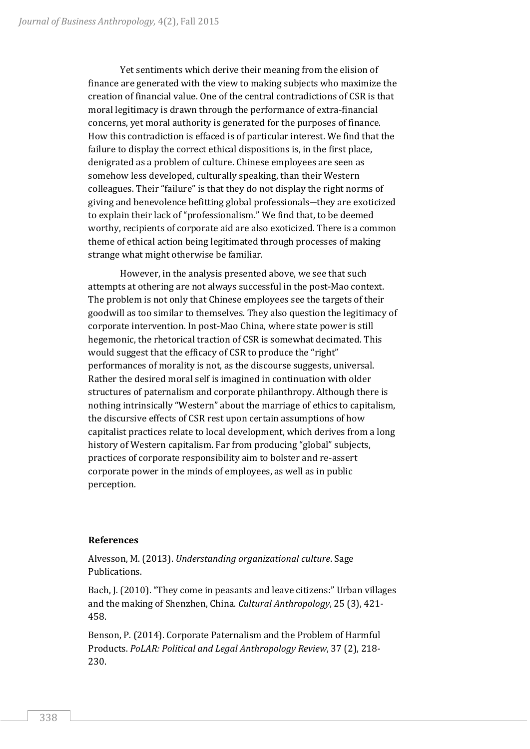Yet sentiments which derive their meaning from the elision of finance are generated with the view to making subjects who maximize the creation of financial value. One of the central contradictions of CSR is that moral legitimacy is drawn through the performance of extra-financial concerns, yet moral authority is generated for the purposes of finance. How this contradiction is effaced is of particular interest. We find that the failure to display the correct ethical dispositions is, in the first place, denigrated as a problem of culture. Chinese employees are seen as somehow less developed, culturally speaking, than their Western colleagues. Their "failure" is that they do not display the right norms of giving and benevolence befitting global professionals—they are exoticized to explain their lack of "professionalism." We find that, to be deemed worthy, recipients of corporate aid are also exoticized. There is a common theme of ethical action being legitimated through processes of making strange what might otherwise be familiar.

However, in the analysis presented above, we see that such attempts at othering are not always successful in the post-Mao context. The problem is not only that Chinese employees see the targets of their goodwill as too similar to themselves. They also question the legitimacy of corporate intervention. In post-Mao China, where state power is still hegemonic, the rhetorical traction of CSR is somewhat decimated. This would suggest that the efficacy of CSR to produce the "right" performances of morality is not, as the discourse suggests, universal. Rather the desired moral self is imagined in continuation with older structures of paternalism and corporate philanthropy. Although there is nothing intrinsically "Western" about the marriage of ethics to capitalism, the discursive effects of CSR rest upon certain assumptions of how capitalist practices relate to local development, which derives from a long history of Western capitalism. Far from producing "global" subjects, practices of corporate responsibility aim to bolster and re-assert corporate power in the minds of employees, as well as in public perception.

### References

Alvesson, M. (2013). *Understanding organizational culture*. Sage Publications.

Bach, J. (2010). "They come in peasants and leave citizens:" Urban villages and the making of Shenzhen, China. *Cultural Anthropology*, 25 (3), 421-458.

Benson, P. (2014). Corporate Paternalism and the Problem of Harmful Products. *PoLAR: Political and Legal Anthropology Review*, 37 (2), 218-230.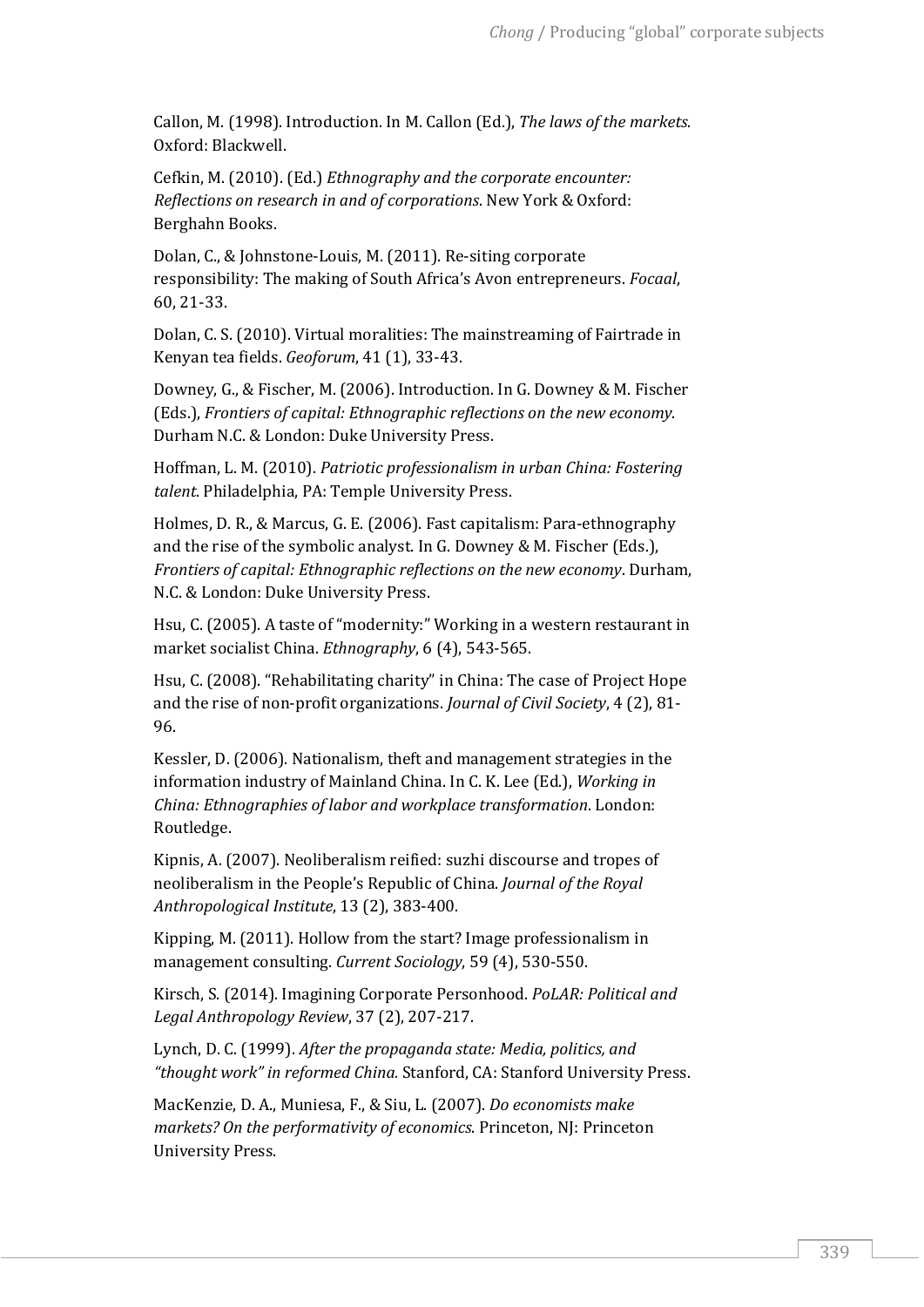Callon, M. (1998). Introduction. In M. Callon (Ed.), *The laws of the markets*. Oxford: Blackwell.

Cefkin, M. (2010). (Ed.) *Ethnography and the corporate encounter: Reflections on research in and of corporations*. New York & Oxford: Berghahn Books.

Dolan, C., & Johnstone-Louis, M. (2011). Re-siting corporate responsibility: The making of South Africa's Avon entrepreneurs. *Focaal*, 60, 21-33.

Dolan, C. S. (2010). Virtual moralities: The mainstreaming of Fairtrade in Kenyan tea fields. *Geoforum*, 41 (1), 33-43.

Downey, G., & Fischer, M. (2006). Introduction. In G. Downey & M. Fischer (Eds.), *Frontiers of capital: Ethnographic reflections on the new economy*. Durham N.C. & London: Duke University Press.

Hoffman, L. M. (2010). *Patriotic professionalism in urban China: Fostering talent*. Philadelphia, PA: Temple University Press.

Holmes, D. R., & Marcus, G. E. (2006). Fast capitalism: Para-ethnography and the rise of the symbolic analyst. In G. Downey & M. Fischer (Eds.), *Frontiers of capital: Ethnographic reflections on the new economy*. Durham, N.C. & London: Duke University Press.

Hsu, C. (2005). A taste of "modernity:" Working in a western restaurant in market socialist China. *Ethnography*, 6 (4), 543-565.

Hsu, C. (2008). "Rehabilitating charity" in China: The case of Project Hope and the rise of non-profit organizations. *Journal of Civil Society*, 4 (2), 81-96.

Kessler, D. (2006). Nationalism, theft and management strategies in the information industry of Mainland China. In C. K. Lee (Ed.), *Working in China: Ethnographies of labor and workplace transformation*. London: Routledge.

Kipnis, A. (2007). Neoliberalism reified: suzhi discourse and tropes of neoliberalism in the People's Republic of China. *Journal of the Royal Anthropological Institute*, 13 (2), 383-400.

Kipping, M. (2011). Hollow from the start? Image professionalism in management consulting. *Current Sociology*, 59 (4), 530-550.

Kirsch, S. (2014). Imagining Corporate Personhood. *PoLAR: Political and Legal Anthropology Review*, 37 (2), 207-217.

Lynch, D. C. (1999). *After the propaganda state: Media, politics, and "thought work" in reformed China.* Stanford, CA: Stanford University Press.

MacKenzie, D. A., Muniesa, F., & Siu, L. (2007). *Do economists make markets? On the performativity of economics*. Princeton, NJ: Princeton University Press.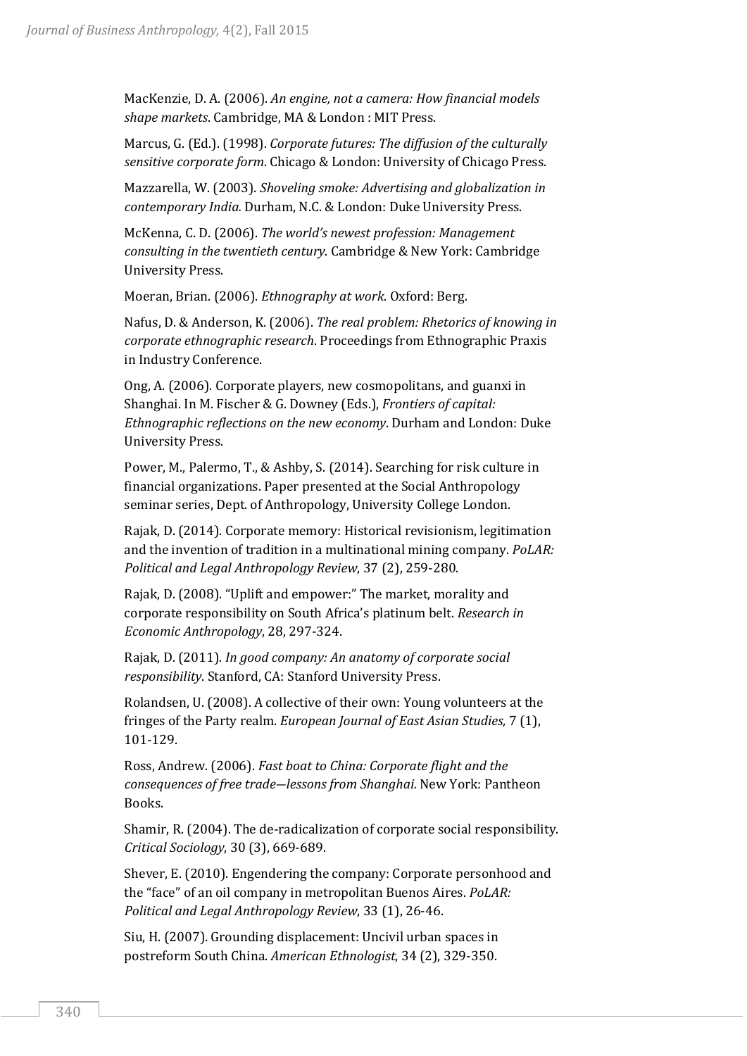MacKenzie, D. A. (2006). *An engine, not a camera: How financial models shape markets*. Cambridge, MA & London : MIT Press.

Marcus, G. (Ed.). (1998). *Corporate futures: The diffusion of the culturally sensitive corporate form*. Chicago & London: University of Chicago Press.

Mazzarella, W. (2003). *Shoveling smoke: Advertising and globalization in contemporary India.* Durham, N.C. & London: Duke University Press.

McKenna, C. D. (2006). *The world's newest profession: Management consulting in the twentieth century*. Cambridge & New York: Cambridge University Press.

Moeran, Brian. (2006). *Ethnography at work*. Oxford: Berg.

Nafus, D. & Anderson, K. (2006). *The real problem: Rhetorics of knowing in corporate ethnographic research*. Proceedings from Ethnographic Praxis in Industry Conference.

Ong, A. (2006). Corporate players, new cosmopolitans, and guanxi in Shanghai. In M. Fischer & G. Downey (Eds.), *Frontiers of capital: Ethnographic reflections on the new economy*. Durham and London: Duke University Press.

Power, M., Palermo, T., & Ashby, S. (2014). Searching for risk culture in financial organizations. Paper presented at the Social Anthropology seminar series, Dept. of Anthropology, University College London.

Rajak, D. (2014). Corporate memory: Historical revisionism, legitimation and the invention of tradition in a multinational mining company. *PoLAR: Political and Legal Anthropology Review*, 37 (2), 259-280.

Rajak, D. (2008). "Uplift and empower:" The market, morality and corporate responsibility on South Africa's platinum belt. *Research in Economic Anthropology*, 28, 297-324.

Rajak, D. (2011). *In good company: An anatomy of corporate social responsibility*. Stanford, CA: Stanford University Press.

Rolandsen, U. (2008). A collective of their own: Young volunteers at the fringes of the Party realm. *European Journal of East Asian Studies,* 7 (1), 101-129.

Ross, Andrew. (2006). *Fast boat to China: Corporate flight and the consequences of free trade—lessons from Shanghai.* New York: Pantheon Books.

Shamir, R. (2004). The de-radicalization of corporate social responsibility. *Critical Sociology*, 30 (3), 669-689.

Shever, E. (2010). Engendering the company: Corporate personhood and the "face" of an oil company in metropolitan Buenos Aires. *PoLAR: Political and Legal Anthropology Review*, 33 (1), 26-46.

Siu, H. (2007). Grounding displacement: Uncivil urban spaces in postreform South China. *American Ethnologist*, 34 (2), 329-350.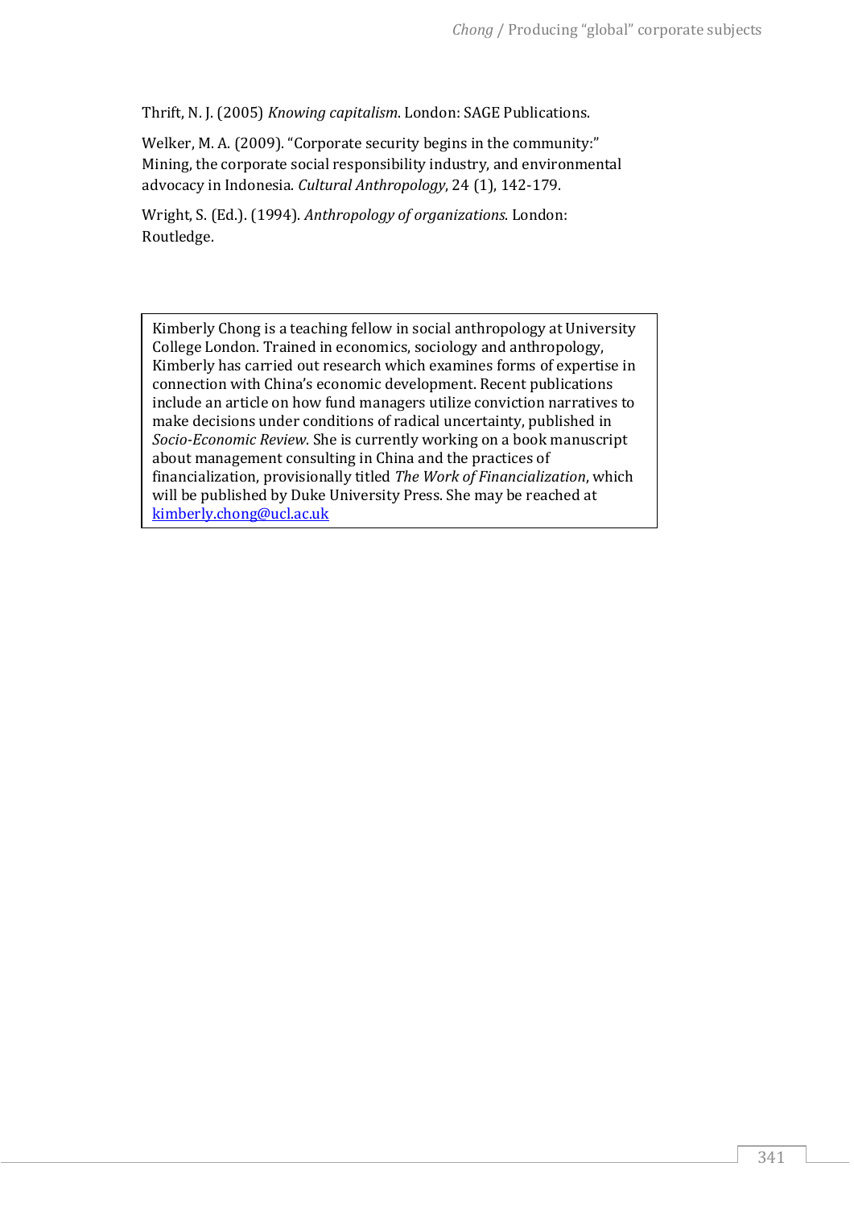Thrift, N. J. (2005) *Knowing capitalism*. London: SAGE Publications.

Welker, M. A. (2009). "Corporate security begins in the community:" Mining, the corporate social responsibility industry, and environmental advocacy in Indonesia. *Cultural Anthropology*, 24 (1), 142-179.

Wright, S. (Ed.). (1994). *Anthropology of organizations*. London: Routledge.

Kimberly Chong is a teaching fellow in social anthropology at University College London. Trained in economics, sociology and anthropology, Kimberly has carried out research which examines forms of expertise in connection with China's economic development. Recent publications include an article on how fund managers utilize conviction narratives to make decisions under conditions of radical uncertainty, published in *Socio-Economic Review*. She is currently working on a book manuscript about management consulting in China and the practices of financialization, provisionally titled *The Work of Financialization*, which will be published by Duke University Press. She may be reached at kimberly.chong@ucl.ac.uk